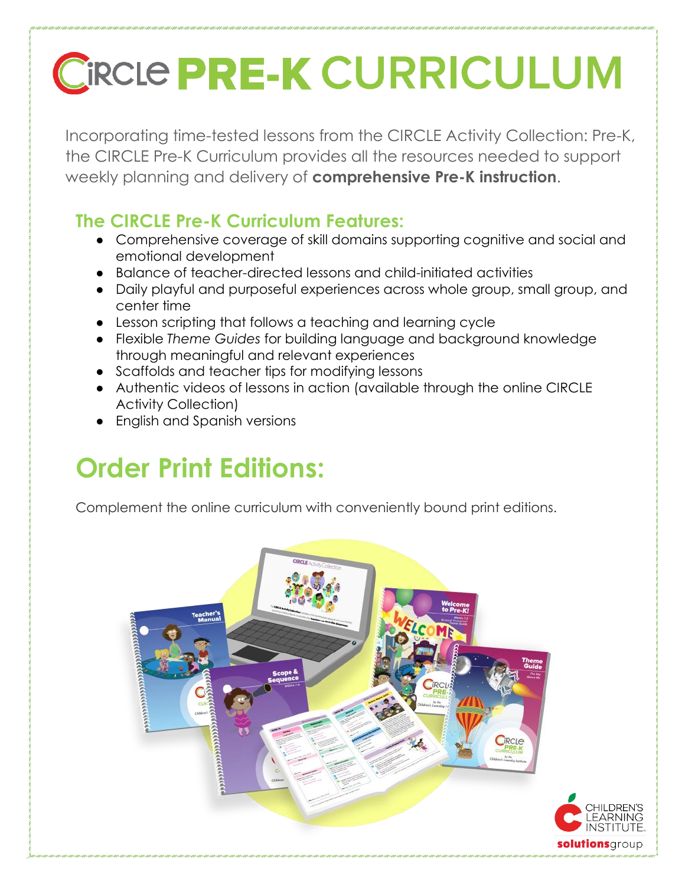# CIRCLE PRE-K CURRICULUM

Incorporating time-tested lessons from the CIRCLE Activity Collection: Pre-K, the CIRCLE Pre-K Curriculum provides all the resources needed to support weekly planning and delivery of **comprehensive Pre-K instruction**.

## The CIRCLE Pre-K Curriculum Features:

- Comprehensive coverage of skill domains supporting cognitive and social and emotional development
- Balance of teacher-directed lessons and child-initiated activities
- Daily playful and purposeful experiences across whole group, small group, and center time
- Lesson scripting that follows a teaching and learning cycle
- Flexible *Theme Guides* for building language and background knowledge through meaningful and relevant experiences
- Scaffolds and teacher tips for modifying lessons
- Authentic videos of lessons in action (available through the online CIRCLE Activity Collection)
- English and Spanish versions

# Order Print Editions:

Complement the online curriculum with conveniently bound print editions.

CHILDREN'S LEARNING INSTITUTE

solutionsgroup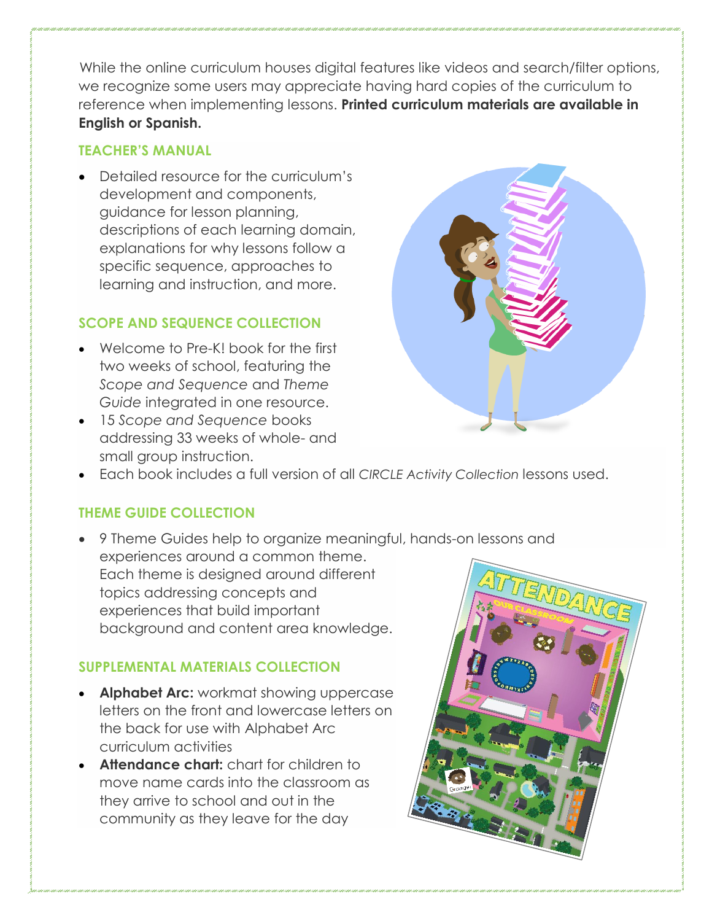While the online curriculum houses digital features like videos and search/filter options, we recognize some users may appreciate having hard copies of the curriculum to reference when implementing lessons. **Printed curriculum materials are available in English or Spanish.**

## TEACHER'S MANUAL

- Detailed resource for the curriculum's development and components, guidance for lesson planning, descriptions of each learning domain, explanations for why lessons follow a specific sequence, approaches to learning and instruction, and more.

## SCOPE AND SEQUENCE COLLECTION

- Welcome to Pre-K! book for the first two weeks of school, featuring the *Scope and Sequence* and *Theme Guide* integrated in one resource.
- 15 *Scope and Sequence* books addressing 33 weeks of whole- and small group instruction.
- Each book includes a full version of all *CIRCLE Activity Collection* lessons used.

## THEME GUIDE COLLECTION

- 9 Theme Guides help to organize meaningful, hands-on lessons and experiences around a common theme. Each theme is designed around different topics addressing concepts and experiences that build important background and content area knowledge.

## SUPPLEMENTAL MATERIALS COLLECTION

- **Alphabet Arc:** workmat showing uppercase letters on the front and lowercase letters on the back for use with Alphabet Arc curriculum activities
- **Attendance chart:** chart for children to move name cards into the classroom as they arrive to school and out in the community as they leave for the day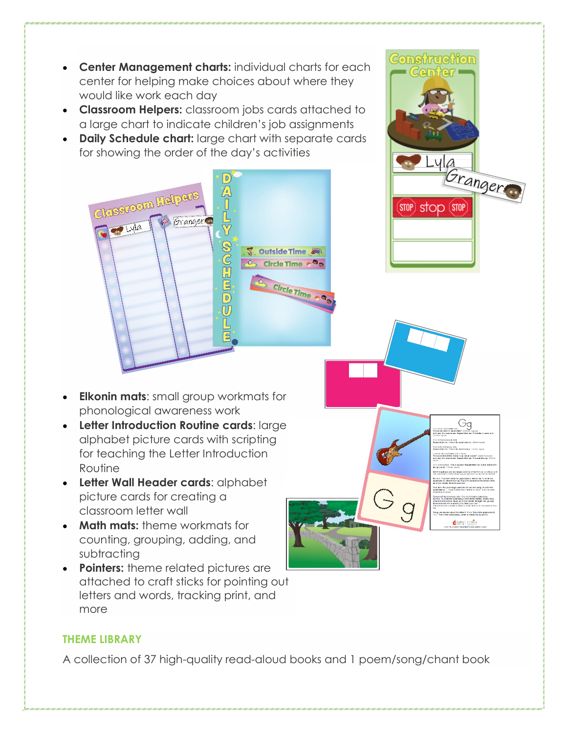- **Center Management charts:** individual charts for each center for helping make choices about where they would like work each day
- **Classroom Helpers:** classroom jobs cards attached to a large chart to indicate children's job assignments
- **Daily Schedule chart:** large chart with separate cards for showing the order of the day's activities

- **Elkonin mats**: small group workmats for phonological awareness work
- **Letter Introduction Routine cards**: large alphabet picture cards with scripting for teaching the Letter Introduction Routine
- **Letter Wall Header cards**: alphabet picture cards for creating a classroom letter wall
- **Math mats:** theme workmats for counting, grouping, adding, and subtracting
- **Pointers:** theme related pictures are attached to craft sticks for pointing out letters and words, tracking print, and more

## THEME LIBRARY

A collection of 37 high-quality read-aloud books and 1 poem/song/chant book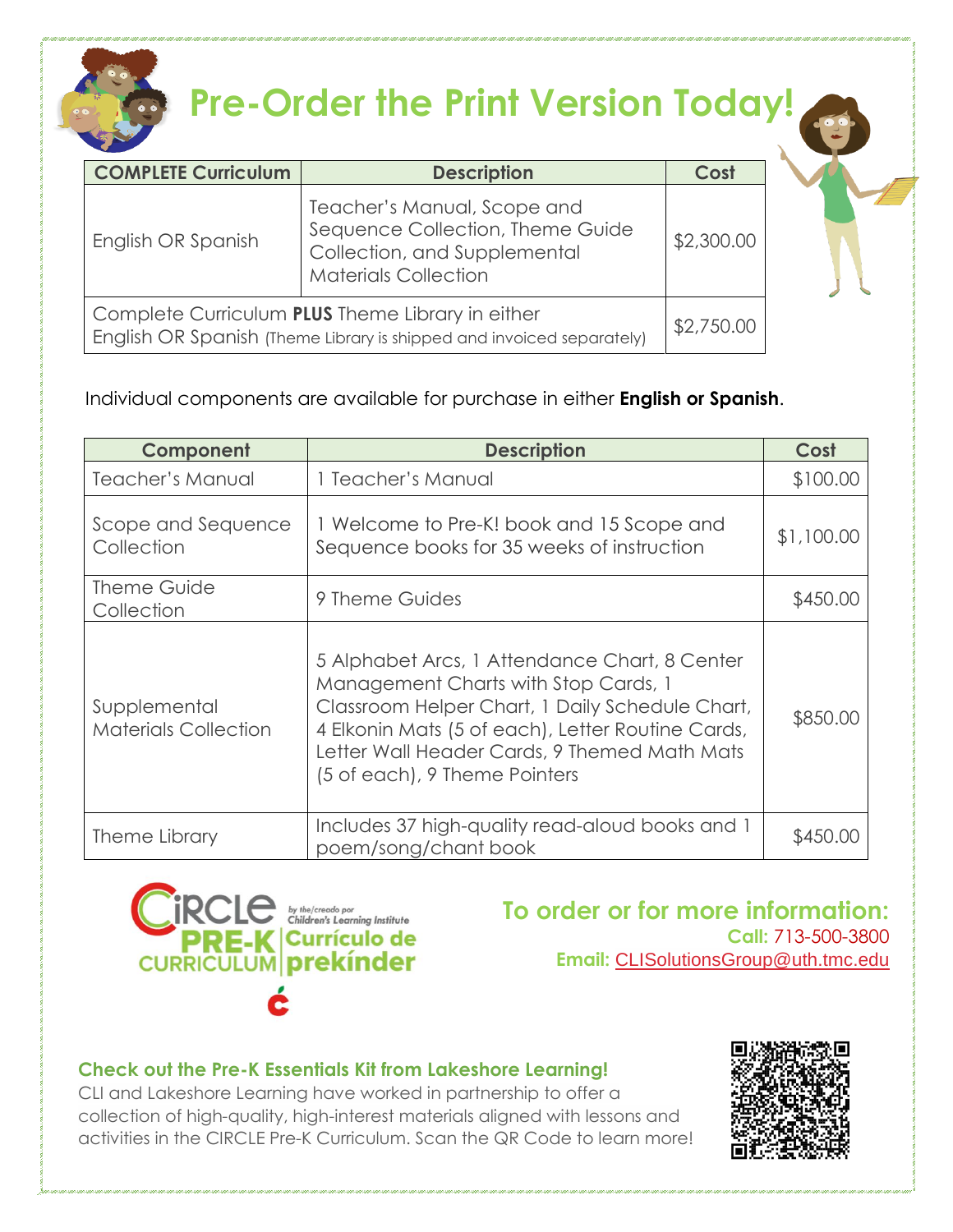# Pre-Order the Print Version Today!

| COMPLETE Curriculum | Description | Cost |
| --- | --- | --- |
| English OR Spanish | Teacher's Manual, Scope and Sequence Collection, Theme Guide Collection, and Supplemental Materials Collection | $2,300.00 |
| Complete Curriculum **PLUS** Theme Library in either English OR Spanish (Theme Library is shipped and invoiced separately) | | $2,750.00 |

Individual components are available for purchase in either **English or Spanish**.

| Component | Description | Cost |
| --- | --- | --- |
| Teacher's Manual | 1 Teacher's Manual | $100.00 |
| Scope and Sequence Collection | 1 Welcome to Pre-K! book and 15 Scope and Sequence books for 35 weeks of instruction | $1,100.00 |
| Theme Guide Collection | 9 Theme Guides | $450.00 |
| Supplemental Materials Collection | 5 Alphabet Arcs, 1 Attendance Chart, 8 Center Management Charts with Stop Cards, 1 Classroom Helper Chart, 1 Daily Schedule Chart, 4 Elkonin Mats (5 of each), Letter Routine Cards, Letter Wall Header Cards, 9 Themed Math Mats (5 of each), 9 Theme Pointers | $850.00 |
| Theme Library | Includes 37 high-quality read-aloud books and 1 poem/song/chant book | $450.00 |

CIRCLE PRE-K CURRICULUM | Currículo de prekínder
by the/creado por Children's Learning Institute

## To order or for more information:

**Call:** 713-500-3800
**Email:** CLISolutionsGroup@uth.tmc.edu

### Check out the Pre-K Essentials Kit from Lakeshore Learning!

CLI and Lakeshore Learning have worked in partnership to offer a collection of high-quality, high-interest materials aligned with lessons and activities in the CIRCLE Pre-K Curriculum. Scan the QR Code to learn more!